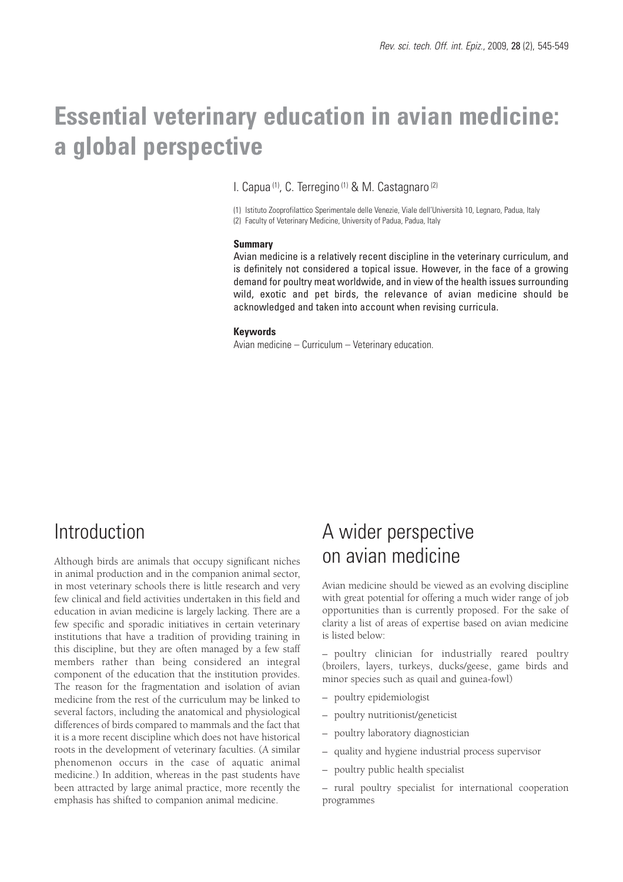# Essential veterinary education in avian medicine: a global perspective

I. Capua [1], C. Terregino [1] & M. Castagnaro [2]

(1) Istituto Zooprofilattico Sperimentale delle Venezie, Viale dell'Università 10, Legnaro, Padua, Italy
(2) Faculty of Veterinary Medicine, University of Padua, Padua, Italy

**Summary**

Avian medicine is a relatively recent discipline in the veterinary curriculum, and is definitely not considered a topical issue. However, in the face of a growing demand for poultry meat worldwide, and in view of the health issues surrounding wild, exotic and pet birds, the relevance of avian medicine should be acknowledged and taken into account when revising curricula.

**Keywords**

Avian medicine – Curriculum – Veterinary education.

## Introduction

Although birds are animals that occupy significant niches in animal production and in the companion animal sector, in most veterinary schools there is little research and very few clinical and field activities undertaken in this field and education in avian medicine is largely lacking. There are a few specific and sporadic initiatives in certain veterinary institutions that have a tradition of providing training in this discipline, but they are often managed by a few staff members rather than being considered an integral component of the education that the institution provides. The reason for the fragmentation and isolation of avian medicine from the rest of the curriculum may be linked to several factors, including the anatomical and physiological differences of birds compared to mammals and the fact that it is a more recent discipline which does not have historical roots in the development of veterinary faculties. (A similar phenomenon occurs in the case of aquatic animal medicine.) In addition, whereas in the past students have been attracted by large animal practice, more recently the emphasis has shifted to companion animal medicine.

## A wider perspective on avian medicine

Avian medicine should be viewed as an evolving discipline with great potential for offering a much wider range of job opportunities than is currently proposed. For the sake of clarity a list of areas of expertise based on avian medicine is listed below:

– poultry clinician for industrially reared poultry (broilers, layers, turkeys, ducks/geese, game birds and minor species such as quail and guinea-fowl)

– poultry epidemiologist

– poultry nutritionist/geneticist

– poultry laboratory diagnostician

– quality and hygiene industrial process supervisor

– poultry public health specialist

– rural poultry specialist for international cooperation programmes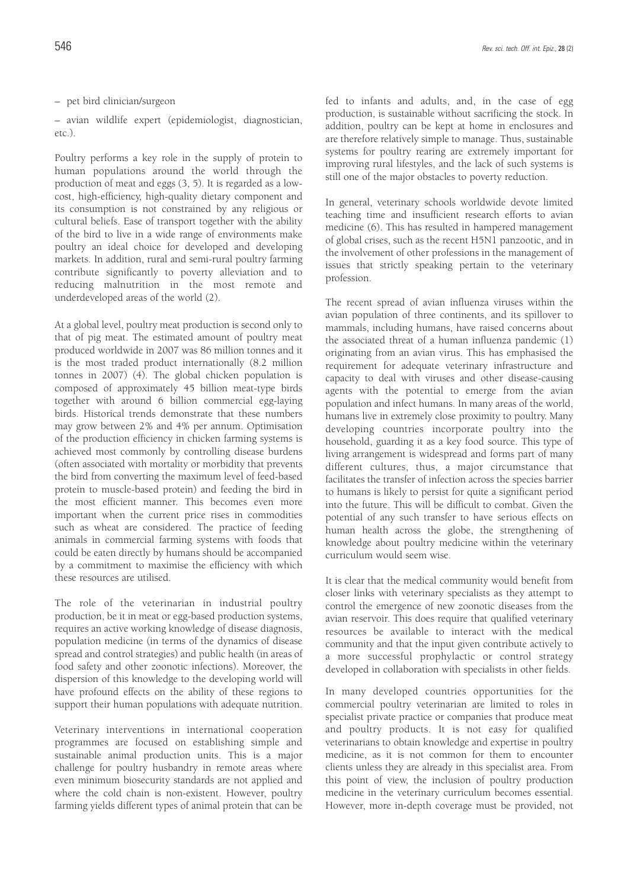– pet bird clinician/surgeon

– avian wildlife expert (epidemiologist, diagnostician, etc.).

Poultry performs a key role in the supply of protein to human populations around the world through the production of meat and eggs (3, 5). It is regarded as a low-cost, high-efficiency, high-quality dietary component and its consumption is not constrained by any religious or cultural beliefs. Ease of transport together with the ability of the bird to live in a wide range of environments make poultry an ideal choice for developed and developing markets. In addition, rural and semi-rural poultry farming contribute significantly to poverty alleviation and to reducing malnutrition in the most remote and underdeveloped areas of the world (2).

At a global level, poultry meat production is second only to that of pig meat. The estimated amount of poultry meat produced worldwide in 2007 was 86 million tonnes and it is the most traded product internationally (8.2 million tonnes in 2007) (4). The global chicken population is composed of approximately 45 billion meat-type birds together with around 6 billion commercial egg-laying birds. Historical trends demonstrate that these numbers may grow between 2% and 4% per annum. Optimisation of the production efficiency in chicken farming systems is achieved most commonly by controlling disease burdens (often associated with mortality or morbidity that prevents the bird from converting the maximum level of feed-based protein to muscle-based protein) and feeding the bird in the most efficient manner. This becomes even more important when the current price rises in commodities such as wheat are considered. The practice of feeding animals in commercial farming systems with foods that could be eaten directly by humans should be accompanied by a commitment to maximise the efficiency with which these resources are utilised.

The role of the veterinarian in industrial poultry production, be it in meat or egg-based production systems, requires an active working knowledge of disease diagnosis, population medicine (in terms of the dynamics of disease spread and control strategies) and public health (in areas of food safety and other zoonotic infections). Moreover, the dispersion of this knowledge to the developing world will have profound effects on the ability of these regions to support their human populations with adequate nutrition.

Veterinary interventions in international cooperation programmes are focused on establishing simple and sustainable animal production units. This is a major challenge for poultry husbandry in remote areas where even minimum biosecurity standards are not applied and where the cold chain is non-existent. However, poultry farming yields different types of animal protein that can be fed to infants and adults, and, in the case of egg production, is sustainable without sacrificing the stock. In addition, poultry can be kept at home in enclosures and are therefore relatively simple to manage. Thus, sustainable systems for poultry rearing are extremely important for improving rural lifestyles, and the lack of such systems is still one of the major obstacles to poverty reduction.

In general, veterinary schools worldwide devote limited teaching time and insufficient research efforts to avian medicine (6). This has resulted in hampered management of global crises, such as the recent H5N1 panzootic, and in the involvement of other professions in the management of issues that strictly speaking pertain to the veterinary profession.

The recent spread of avian influenza viruses within the avian population of three continents, and its spillover to mammals, including humans, have raised concerns about the associated threat of a human influenza pandemic (1) originating from an avian virus. This has emphasised the requirement for adequate veterinary infrastructure and capacity to deal with viruses and other disease-causing agents with the potential to emerge from the avian population and infect humans. In many areas of the world, humans live in extremely close proximity to poultry. Many developing countries incorporate poultry into the household, guarding it as a key food source. This type of living arrangement is widespread and forms part of many different cultures, thus, a major circumstance that facilitates the transfer of infection across the species barrier to humans is likely to persist for quite a significant period into the future. This will be difficult to combat. Given the potential of any such transfer to have serious effects on human health across the globe, the strengthening of knowledge about poultry medicine within the veterinary curriculum would seem wise.

It is clear that the medical community would benefit from closer links with veterinary specialists as they attempt to control the emergence of new zoonotic diseases from the avian reservoir. This does require that qualified veterinary resources be available to interact with the medical community and that the input given contribute actively to a more successful prophylactic or control strategy developed in collaboration with specialists in other fields.

In many developed countries opportunities for the commercial poultry veterinarian are limited to roles in specialist private practice or companies that produce meat and poultry products. It is not easy for qualified veterinarians to obtain knowledge and expertise in poultry medicine, as it is not common for them to encounter clients unless they are already in this specialist area. From this point of view, the inclusion of poultry production medicine in the veterinary curriculum becomes essential. However, more in-depth coverage must be provided, not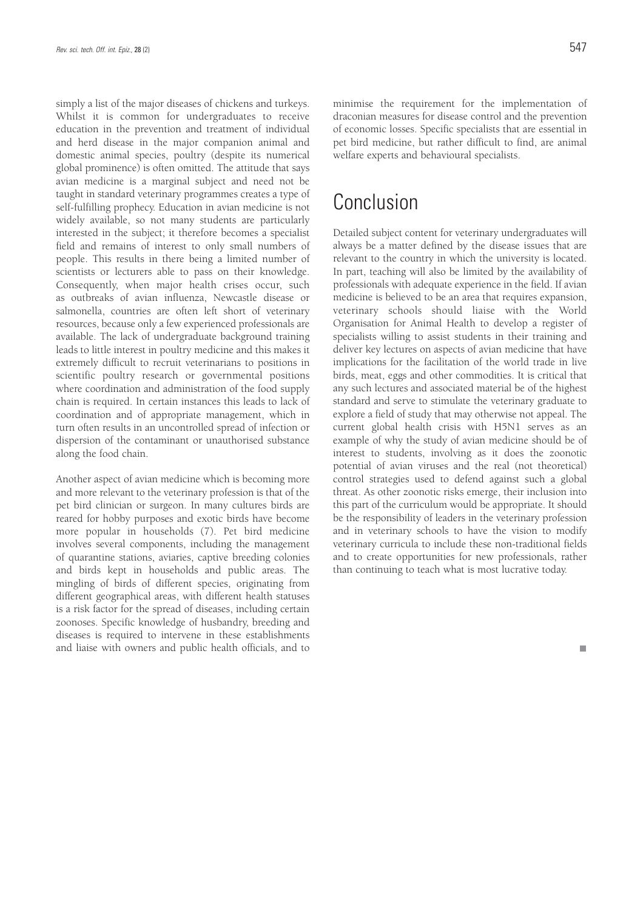simply a list of the major diseases of chickens and turkeys. Whilst it is common for undergraduates to receive education in the prevention and treatment of individual and herd disease in the major companion animal and domestic animal species, poultry (despite its numerical global prominence) is often omitted. The attitude that says avian medicine is a marginal subject and need not be taught in standard veterinary programmes creates a type of self-fulfilling prophecy. Education in avian medicine is not widely available, so not many students are particularly interested in the subject; it therefore becomes a specialist field and remains of interest to only small numbers of people. This results in there being a limited number of scientists or lecturers able to pass on their knowledge. Consequently, when major health crises occur, such as outbreaks of avian influenza, Newcastle disease or salmonella, countries are often left short of veterinary resources, because only a few experienced professionals are available. The lack of undergraduate background training leads to little interest in poultry medicine and this makes it extremely difficult to recruit veterinarians to positions in scientific poultry research or governmental positions where coordination and administration of the food supply chain is required. In certain instances this leads to lack of coordination and of appropriate management, which in turn often results in an uncontrolled spread of infection or dispersion of the contaminant or unauthorised substance along the food chain.

Another aspect of avian medicine which is becoming more and more relevant to the veterinary profession is that of the pet bird clinician or surgeon. In many cultures birds are reared for hobby purposes and exotic birds have become more popular in households (7). Pet bird medicine involves several components, including the management of quarantine stations, aviaries, captive breeding colonies and birds kept in households and public areas. The mingling of birds of different species, originating from different geographical areas, with different health statuses is a risk factor for the spread of diseases, including certain zoonoses. Specific knowledge of husbandry, breeding and diseases is required to intervene in these establishments and liaise with owners and public health officials, and to minimise the requirement for the implementation of draconian measures for disease control and the prevention of economic losses. Specific specialists that are essential in pet bird medicine, but rather difficult to find, are animal welfare experts and behavioural specialists.

# Conclusion

Detailed subject content for veterinary undergraduates will always be a matter defined by the disease issues that are relevant to the country in which the university is located. In part, teaching will also be limited by the availability of professionals with adequate experience in the field. If avian medicine is believed to be an area that requires expansion, veterinary schools should liaise with the World Organisation for Animal Health to develop a register of specialists willing to assist students in their training and deliver key lectures on aspects of avian medicine that have implications for the facilitation of the world trade in live birds, meat, eggs and other commodities. It is critical that any such lectures and associated material be of the highest standard and serve to stimulate the veterinary graduate to explore a field of study that may otherwise not appeal. The current global health crisis with H5N1 serves as an example of why the study of avian medicine should be of interest to students, involving as it does the zoonotic potential of avian viruses and the real (not theoretical) control strategies used to defend against such a global threat. As other zoonotic risks emerge, their inclusion into this part of the curriculum would be appropriate. It should be the responsibility of leaders in the veterinary profession and in veterinary schools to have the vision to modify veterinary curricula to include these non-traditional fields and to create opportunities for new professionals, rather than continuing to teach what is most lucrative today.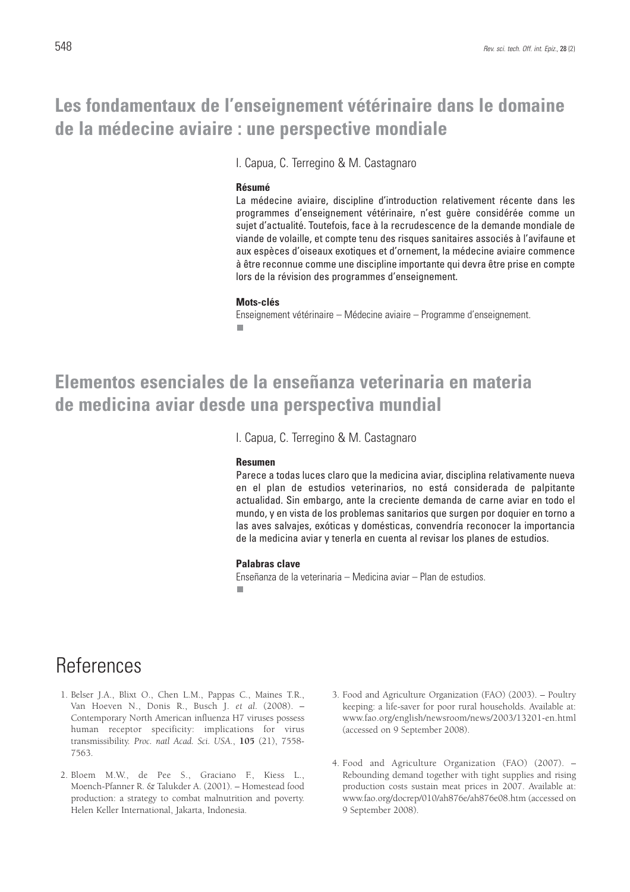## Les fondamentaux de l'enseignement vétérinaire dans le domaine de la médecine aviaire : une perspective mondiale

I. Capua, C. Terregino & M. Castagnaro

**Résumé**

La médecine aviaire, discipline d'introduction relativement récente dans les programmes d'enseignement vétérinaire, n'est guère considérée comme un sujet d'actualité. Toutefois, face à la recrudescence de la demande mondiale de viande de volaille, et compte tenu des risques sanitaires associés à l'avifaune et aux espèces d'oiseaux exotiques et d'ornement, la médecine aviaire commence à être reconnue comme une discipline importante qui devra être prise en compte lors de la révision des programmes d'enseignement.

**Mots-clés**

Enseignement vétérinaire – Médecine aviaire – Programme d'enseignement.

## Elementos esenciales de la enseñanza veterinaria en materia de medicina aviar desde una perspectiva mundial

I. Capua, C. Terregino & M. Castagnaro

**Resumen**

Parece a todas luces claro que la medicina aviar, disciplina relativamente nueva en el plan de estudios veterinarios, no está considerada de palpitante actualidad. Sin embargo, ante la creciente demanda de carne aviar en todo el mundo, y en vista de los problemas sanitarios que surgen por doquier en torno a las aves salvajes, exóticas y domésticas, convendría reconocer la importancia de la medicina aviar y tenerla en cuenta al revisar los planes de estudios.

**Palabras clave**

Enseñanza de la veterinaria – Medicina aviar – Plan de estudios.

# References

1. Belser J.A., Blixt O., Chen L.M., Pappas C., Maines T.R., Van Hoeven N., Donis R., Busch J. *et al.* (2008). – Contemporary North American influenza H7 viruses possess human receptor specificity: implications for virus transmissibility. *Proc. natl Acad. Sci. USA.*, **105** (21), 7558-7563.

2. Bloem M.W., de Pee S., Graciano F., Kiess L., Moench-Pfanner R. & Talukder A. (2001). – Homestead food production: a strategy to combat malnutrition and poverty. Helen Keller International, Jakarta, Indonesia.

3. Food and Agriculture Organization (FAO) (2003). – Poultry keeping: a life-saver for poor rural households. Available at: www.fao.org/english/newsroom/news/2003/13201-en.html (accessed on 9 September 2008).

4. Food and Agriculture Organization (FAO) (2007). – Rebounding demand together with tight supplies and rising production costs sustain meat prices in 2007. Available at: www.fao.org/docrep/010/ah876e/ah876e08.htm (accessed on 9 September 2008).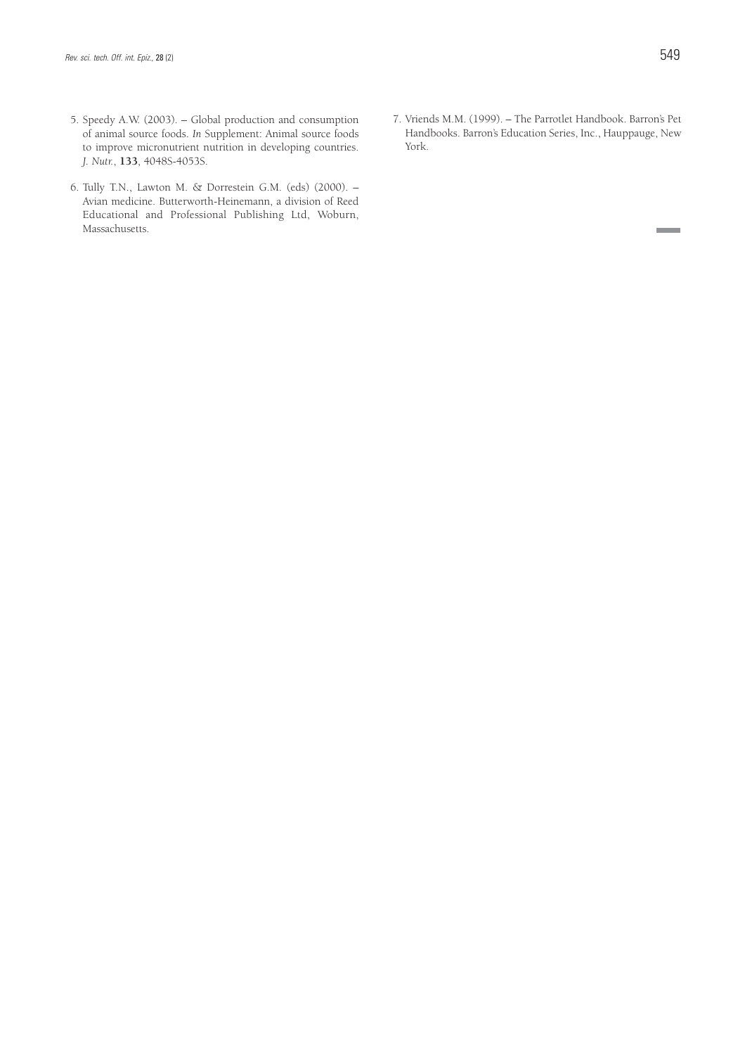5. Speedy A.W. (2003). – Global production and consumption of animal source foods. *In* Supplement: Animal source foods to improve micronutrient nutrition in developing countries. *J. Nutr.*, **133**, 4048S-4053S.

6. Tully T.N., Lawton M. & Dorrestein G.M. (eds) (2000). – Avian medicine. Butterworth-Heinemann, a division of Reed Educational and Professional Publishing Ltd, Woburn, Massachusetts.

7. Vriends M.M. (1999). – The Parrotlet Handbook. Barron's Pet Handbooks. Barron's Education Series, Inc., Hauppauge, New York.